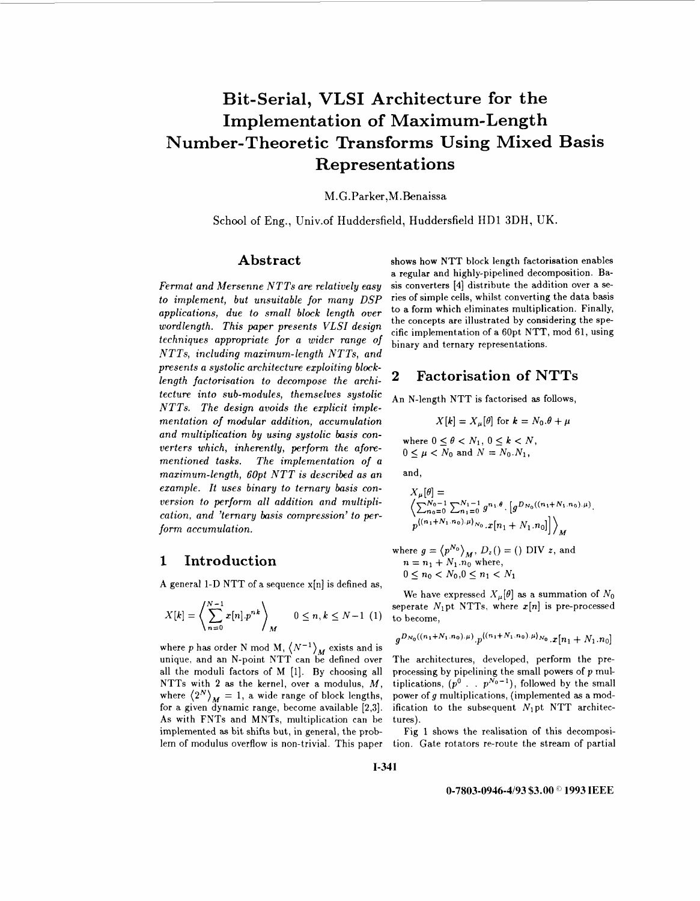# Bit-Serial, VLSI Architecture for the Implementation of Maximum-Length Number-Theoretic Transforms Using Mixed Basis Representations

M.G.Parker, M.Benaissa

School of Eng., Univ.of Huddersfield, Huddersfield HD1 3DH, UK.

## Abstract

*Fermat and Mersenne NTTs are relatively easy to implement, but unsuitable for many DSP applications, due to small block length over wordlength. This paper presents VLSI design techniques appropriate for a wider range of NTTs, including maximum-length NTTs, and presents a systolic architecture exploiting block-length factorisation to decompose the architecture into sub-modules, themselves systolic NTTs. The design avoids the explicit implementation of modular addition, accumulation and multiplication by using systolic basis converters which, inherently, perform the aforementioned tasks. The implementation of a maximum-length, 60pt NTT is described as an example. It uses binary to ternary basis conversion to perform all addition and multiplication, and 'ternary basis compression' to perform accumulation.*

## 1 Introduction

A general 1-D NTT of a sequence x[n] is defined as,

$$X[k] = \left\langle \sum_{n=0}^{N-1} x[n].p^{nk} \right\rangle_M \qquad 0 \leq n, k \leq N-1 \quad (1)$$

where $p$ has order N mod M, $\langle N^{-1} \rangle_M$ exists and is unique, and an N-point NTT can be defined over all the moduli factors of M [1]. By choosing all NTTs with 2 as the kernel, over a modulus, $M$, where $\langle 2^N \rangle_M = 1$, a wide range of block lengths, for a given dynamic range, become available [2,3]. As with FNTs and MNTs, multiplication can be implemented as bit shifts but, in general, the problem of modulus overflow is non-trivial. This paper shows how NTT block length factorisation enables a regular and highly-pipelined decomposition. Basis converters [4] distribute the addition over a series of simple cells, whilst converting the data basis to a form which eliminates multiplication. Finally, the concepts are illustrated by considering the specific implementation of a 60pt NTT, mod 61, using binary and ternary representations.

## 2 Factorisation of NTTs

An N-length NTT is factorised as follows,

$$X[k] = X_\mu[\theta] \text{ for } k = N_0.\theta + \mu$$

where $0 \leq \theta < N_1$, $0 \leq k < N$,
$0 \leq \mu < N_0$ and $N = N_0.N_1$,

and,

$$X_\mu[\theta] = \left\langle \sum_{n_0=0}^{N_0-1} \sum_{n_1=0}^{N_1-1} g^{n_1.\theta}.\left[g^{D_{N_0}((n_1+N_1.n_0).\mu)}.p^{\langle(n_1+N_1.n_0).\mu\rangle_{N_0}}.x[n_1+N_1.n_0]\right] \right\rangle_M$$

where $g = \langle p^{N_0} \rangle_M$, $D_z() = ()$ DIV $z$, and
$n = n_1 + N_1.n_0$ where,
$0 \leq n_0 < N_0, 0 \leq n_1 < N_1$

We have expressed $X_\mu[\theta]$ as a summation of $N_0$ seperate $N_1$pt NTTs, where $x[n]$ is pre-processed to become,

$$g^{D_{N_0}((n_1+N_1.n_0).\mu)}.p^{\langle(n_1+N_1.n_0).\mu\rangle_{N_0}}.x[n_1+N_1.n_0]$$

The architectures, developed, perform the pre-processing by pipelining the small powers of $p$ multiplications, ($p^0$ . . $p^{N_0-1}$), followed by the small power of $g$ multiplications, (implemented as a modification to the subsequent $N_1$pt NTT architectures).

Fig 1 shows the realisation of this decomposition. Gate rotators re-route the stream of partial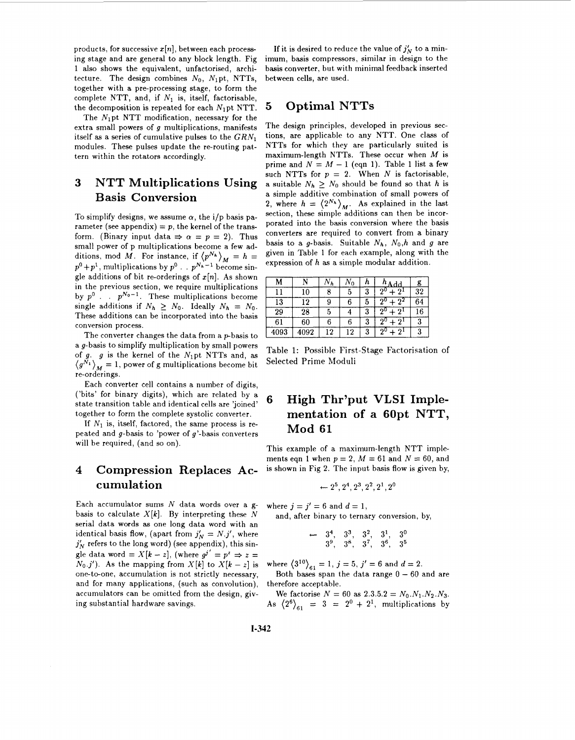products, for successive $x[n]$, between each processing stage and are general to any block length. Fig 1 also shows the equivalent, unfactorised, architecture. The design combines $N_0$, $N_1$pt, NTTs, together with a pre-processing stage, to form the complete NTT, and, if $N_1$ is, itself, factorisable, the decomposition is repeated for each $N_1$pt NTT.

The $N_1$pt NTT modification, necessary for the extra small powers of $g$ multiplications, manifests itself as a series of cumulative pulses to the $GRN_1$ modules. These pulses update the re-routing pattern within the rotators accordingly.

## 3 NTT Multiplications Using Basis Conversion

To simplify designs, we assume $\alpha$, the i/p basis parameter (see appendix) = $p$, the kernel of the transform. (Binary input data $\Rightarrow \alpha = p = 2$). Thus small power of p multiplications become a few additions, mod $M$. For instance, if $\langle p^{N_h} \rangle_M = h = p^0 + p^1$, multiplications by $p^0 \ . \ . \ p^{N_h - 1}$ become single additions of bit re-orderings of $x[n]$. As shown in the previous section, we require multiplications by $p^0 \ . \ . \ p^{N_0 - 1}$. These multiplications become single additions if $N_h \geq N_0$. Ideally $N_h = N_0$. These additions can be incorporated into the basis conversion process.

The converter changes the data from a $p$-basis to a $g$-basis to simplify multiplication by small powers of $g$. $g$ is the kernel of the $N_1$pt NTTs and, as $\langle g^{N_1} \rangle_M = 1$, power of g multiplications become bit re-orderings.

Each converter cell contains a number of digits, ('bits' for binary digits), which are related by a state transition table and identical cells are 'joined' together to form the complete systolic converter.

If $N_1$ is, itself, factored, the same process is repeated and $g$-basis to 'power of $g$'-basis converters will be required, (and so on).

## 4 Compression Replaces Accumulation

Each accumulator sums $N$ data words over a $g$-basis to calculate $X[k]$. By interpreting these $N$ serial data words as one long data word with an identical basis flow, (apart from $j'_N = N.j'$, where $j'_N$ refers to the long word) (see appendix), this single data word = $X[k-z]$, (where $g^{j'} = p^z \Rightarrow z = N_0.j'$). As the mapping from $X[k]$ to $X[k-z]$ is one-to-one, accumulation is not strictly necessary, and for many applications, (such as convolution), accumulators can be omitted from the design, giving substantial hardware savings.

If it is desired to reduce the value of $j'_N$ to a minimum, basis compressors, similar in design to the basis converter, but with minimal feedback inserted between cells, are used.

## 5 Optimal NTTs

The design principles, developed in previous sections, are applicable to any NTT. One class of NTTs for which they are particularly suited is maximum-length NTTs. These occur when $M$ is prime and $N = M - 1$ (eqn 1). Table 1 list a few such NTTs for $p = 2$. When $N$ is factorisable, a suitable $N_h \geq N_0$ should be found so that $h$ is a simple additive combination of small powers of 2, where $h = \langle 2^{N_h} \rangle_M$. As explained in the last section, these simple additions can then be incorporated into the basis conversion where the basis converters are required to convert from a binary basis to a $g$-basis. Suitable $N_h$, $N_0$, $h$ and $g$ are given in Table 1 for each example, along with the expression of $h$ as a simple modular addition.

| M | N | $N_h$ | $N_0$ | h | $h_{\text{Add}}$ | g |
|---|---|---|---|---|---|---|
| 11 | 10 | 8 | 5 | 3 | $2^0 + 2^1$ | 32 |
| 13 | 12 | 9 | 6 | 5 | $2^0 + 2^2$ | 64 |
| 29 | 28 | 5 | 4 | 3 | $2^0 + 2^1$ | 16 |
| 61 | 60 | 6 | 6 | 3 | $2^0 + 2^1$ | 3 |
| 4093 | 4092 | 12 | 12 | 3 | $2^0 + 2^1$ | 3 |

Table 1: Possible First-Stage Factorisation of Selected Prime Moduli

## 6 High Thr'put VLSI Implementation of a 60pt NTT, Mod 61

This example of a maximum-length NTT implements eqn 1 when $p = 2$, $M = 61$ and $N = 60$, and is shown in Fig 2. The input basis flow is given by,

$$\leftarrow 2^5, 2^4, 2^3, 2^2, 2^1, 2^0$$

where $j = j' = 6$ and $d = 1$,

and, after binary to ternary conversion, by,

$$\begin{matrix} \leftarrow & 3^4, & 3^3, & 3^2, & 3^1, & 3^0 \\ & 3^9, & 3^8, & 3^7, & 3^6, & 3^5 \end{matrix}$$

where $\langle 3^{10} \rangle_{61} = 1$, $j = 5$, $j' = 6$ and $d = 2$.

Both bases span the data range $0 - 60$ and are therefore acceptable.

We factorise $N = 60$ as $2.3.5.2 = N_0.N_1.N_2.N_3$. As $\langle 2^6 \rangle_{61} = 3 = 2^0 + 2^1$, multiplications by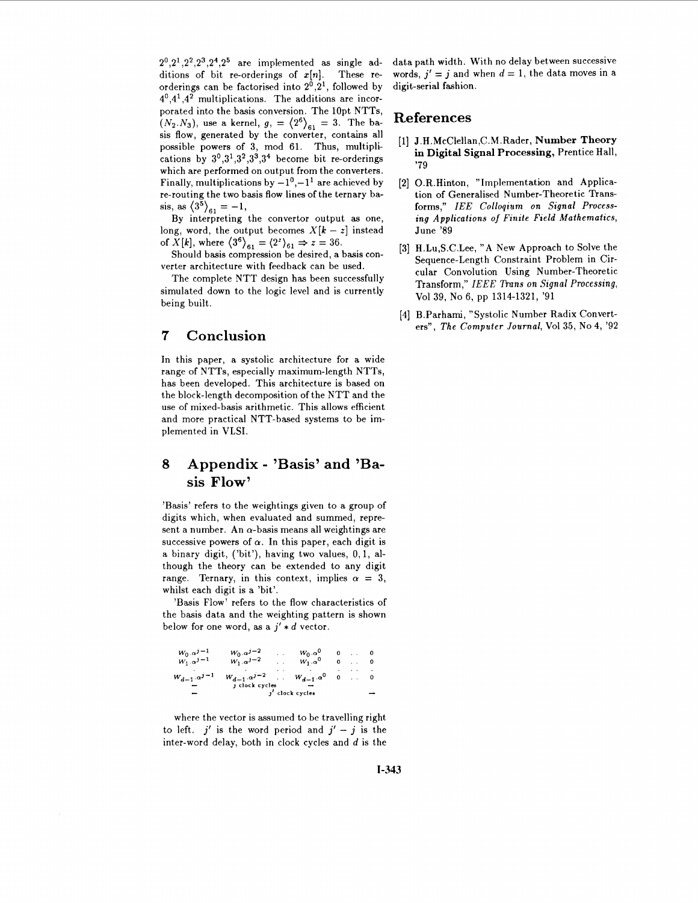$2^0, 2^1, 2^2, 2^3, 2^4, 2^5$ are implemented as single additions of bit re-orderings of $x[n]$. These re-orderings can be factorised into $2^0, 2^1$, followed by $4^0, 4^1, 4^2$ multiplications. The additions are incorporated into the basis conversion. The 10pt NTTs, $(N_2.N_3)$, use a kernel, $g, = \langle 2^6 \rangle_{61} = 3$. The basis flow, generated by the converter, contains all possible powers of 3, mod 61. Thus, multiplications by $3^0, 3^1, 3^2, 3^3, 3^4$ become bit re-orderings which are performed on output from the converters. Finally, multiplications by $-1^0, -1^1$ are achieved by re-routing the two basis flow lines of the ternary basis, as $\langle 3^5 \rangle_{61} = -1$,

By interpreting the convertor output as one, long, word, the output becomes $X[k-z]$ instead of $X[k]$, where $\langle 3^6 \rangle_{61} = \langle 2^z \rangle_{61} \Rightarrow z = 36$.

Should basis compression be desired, a basis converter architecture with feedback can be used.

The complete NTT design has been successfully simulated down to the logic level and is currently being built.

## 7 Conclusion

In this paper, a systolic architecture for a wide range of NTTs, especially maximum-length NTTs, has been developed. This architecture is based on the block-length decomposition of the NTT and the use of mixed-basis arithmetic. This allows efficient and more practical NTT-based systems to be implemented in VLSI.

## 8 Appendix - 'Basis' and 'Basis Flow'

'Basis' refers to the weightings given to a group of digits which, when evaluated and summed, represent a number. An $\alpha$-basis means all weightings are successive powers of $\alpha$. In this paper, each digit is a binary digit, ('bit'), having two values, 0, 1, although the theory can be extended to any digit range. Ternary, in this context, implies $\alpha = 3$, whilst each digit is a 'bit'.

'Basis Flow' refers to the flow characteristics of the basis data and the weighting pattern is shown below for one word, as a $j' * d$ vector.

$$
\begin{array}{cccccccc}
w_0.\alpha^{j-1} & w_0.\alpha^{j-2} & .. & w_0.\alpha^0 & 0 & .. & 0 \\
w_1.\alpha^{j-1} & w_1.\alpha^{j-2} & .. & w_1.\alpha^0 & 0 & .. & 0 \\
. & . & .. & . & . & .. & . \\
w_{d-1}.\alpha^{j-1} & w_{d-1}.\alpha^{j-2} & .. & w_{d-1}.\alpha^0 & 0 & .. & 0 \\
\end{array}
$$

$\leftarrow$ $j$ clock cycles $\rightarrow$

$\leftarrow$ $j'$ clock cycles $\rightarrow$

where the vector is assumed to be travelling right to left. $j'$ is the word period and $j' - j$ is the inter-word delay, both in clock cycles and $d$ is the data path width. With no delay between successive words, $j' = j$ and when $d = 1$, the data moves in a digit-serial fashion.

## References

[1] J.H.McClellan, C.M.Rader, **Number Theory in Digital Signal Processing,** Prentice Hall, '79

[2] O.R.Hinton, "Implementation and Application of Generalised Number-Theoretic Transforms," *IEE Colloqium on Signal Processing Applications of Finite Field Mathematics,* June '89

[3] H.Lu, S.C.Lee, "A New Approach to Solve the Sequence-Length Constraint Problem in Circular Convolution Using Number-Theoretic Transform," *IEEE Trans on Signal Processing,* Vol 39, No 6, pp 1314-1321, '91

[4] B.Parhami, "Systolic Number Radix Converters", *The Computer Journal,* Vol 35, No 4, '92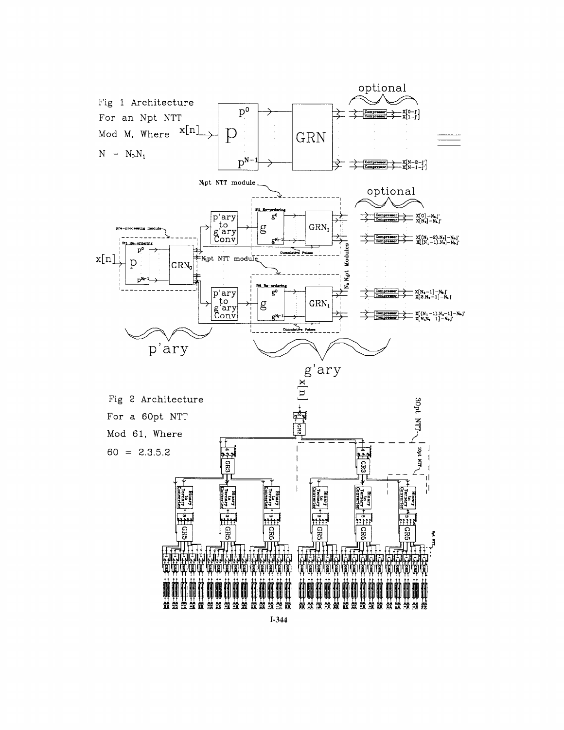Fig 1 Architecture For an Npt NTT Mod M, Where $N = N_0 N_1$

optional

$x[n]$

$p^0$

p

$p^{N-1}$

GRN

Compressor

$X[0-j']$

$X[1-j']$

$X[N-2-j']$

$X[N-1-j']$

$N_1$pt NTT module

optional

pre-processing module

Bit Re-ordering

$p^0$

p

$p^{N_0-1}$

$GRN_0$

p'ary to g'ary Conv

Bit Re-ordering

$g^0$

g

$g^{N_1-1}$

$GRN_1$

Cumulative Pulses

$N_1$pt NTT module

$N_0$ $N_1$pt Modules

$X[0]-N_0.j'$

$X[N_0]-N_0.j'$

$X[(N_1-2).N_0]-N_0.j'$

$X[(N_1-1).N_0]-N_0.j'$

$X[N_0-1]-N_0.j'$

$X[2.N_0-1]-N_0.j'$

$X[(N_1-1).N_0-1]-N_0.j'$

$X[N_1N_0-1]-N_0.j'$

p'ary

g'ary

Fig 2 Architecture For a 60pt NTT Mod 61, Where $60 = 2.3.5.2$

$x[n]$

GR2

30pt NTT

10pt NTT

GR3

Binary to Ternary Converter

GR5

2pt NTT

GR2